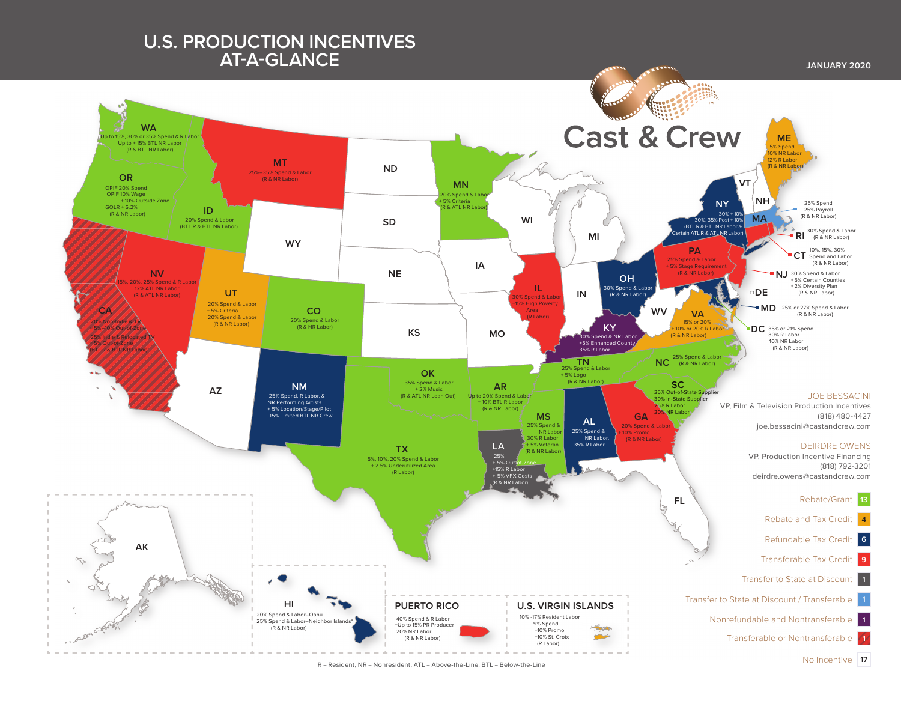# U.S. PRODUCTION INCENTIVES AT-A-GLANCE

JANUARY 2020

Cast & Crew

**WA**
Up to 15%, 30% or 35% Spend & R Labor
Up to +15% BTL NR Labor
(R & BTL NR Labor)

**OR**
OPIF 20% Spend
OPIF 10% Wage
+10% Outside Zone
GOLR + 6.2%
(R & NR Labor)

**ID**
20% Spend & Labor
(BTL R & BTL NR Labor)

**MT**
25%–35% Spend & Labor
(R & NR Labor)

**ND**

**SD**

**WY**

**NE**

**MN**
20% Spend & Labor
+5% Criteria
(R & ATL NR Labor)

**WI**

**MI**

**IA**

**NV**
15%, 20%, 25% Spend & R Labor
12% ATL NR Labor
(R & ATL NR Labor)

**CA**
20% Non-Indie & TV
+5%–10% Out-of-Zone
25% Indie & Relocated TV
+5% Out-of-Zone
(BTL R & BTL NR Labor)

**UT**
20% Spend & Labor
+5% Criteria
20% Spend & Labor
(R & NR Labor)

**CO**
20% Spend & Labor
(R & NR Labor)

**KS**

**MO**

**IL**
30% Spend & Labor
+15% High Poverty Area
(R Labor)

**IN**

**OH**
30% Spend & Labor
(R & NR Labor)

**AZ**

**NM**
25% Spend, R Labor, & NR Performing Artists
+5% Location/Stage/Pilot
15% Limited BTL NR Crew

**OK**
35% Spend & Labor
+2% Music
(R & ATL NR Loan Out)

**AR**
Up to 20% Spend & Labor
+10% BTL NR Labor
(R & NR Labor)

**TX**
5%, 10%, 20% Spend & Labor
+2.5% Underutilized Area
(R Labor)

**LA**
25%
+5% Out-of-Zone
+15% R Labor
+5% VFX Costs
(R & NR Labor)

**MS**
25% Spend & NR Labor
30% R Labor
+5% Veteran
(R & NR Labor)

**AL**
25% Spend & NR Labor,
35% R Labor

**GA**
20% Spend & Labor
+10% Promo
(R & NR Labor)

**FL**

**TN**
25% Spend & Labor
+5% Logo
(R & NR Labor)

**KY**
30% Spend & NR Labor
+5% Enhanced County
35% R Labor

**WV**

**VA**
15% or 20%
+10% or 20% R Labor
(R & NR Labor)

**NC**
25% Spend & Labor
(R & NR Labor)

**SC**
25% Out-of-State Supplier
30% In-State Supplier
25% R Labor
20% NR Labor

**PA**
25% Spend & Labor
+5% Stage Requirement
(R & NR Labor)

**NY**
30% + 10%
30%, 35% Post + 10%
(BTL R & BTL NR Labor & Certain ATL R & ATL NR Labor)

**VT**

**NH**

**ME**
5% Spend
10% NR Labor
12% R Labor
(R & NR Labor)

**MA**
25% Spend
25% Payroll
(R & NR Labor)

**RI**
30% Spend & Labor
(R & NR Labor)

**CT**
10%, 15%, 30% Spend and Labor
(R & NR Labor)

**NJ**
30% Spend & Labor
+5% Certain Counties
+2% Diversity Plan
(R & NR Labor)

**DE**

**MD**
25% or 27% Spend & Labor
(R & NR Labor)

**DC**
35% or 21% Spend
30% R Labor
10% NR Labor
(R & NR Labor)

**AK**

**HI**
20% Spend & Labor–Oahu
25% Spend & Labor–Neighbor Islands*
(R & NR Labor)

**PUERTO RICO**
40% Spend & R Labor
+Up to 15% PR Producer
20% NR Labor
(R & NR Labor)

**U.S. VIRGIN ISLANDS**
10% -17% Resident Labor
9% Spend
+10% Promo
+10% St. Croix
(R Labor)

R = Resident, NR = Nonresident, ATL = Above-the-Line, BTL = Below-the-Line

JOE BESSACINI
VP, Film & Television Production Incentives
(818) 480-4427
joe.bessacini@castandcrew.com

DEIRDRE OWENS
VP, Production Incentive Financing
(818) 792-3201
deirdre.owens@castandcrew.com

| | |
|---|---|
| Rebate/Grant | 13 |
| Rebate and Tax Credit | 4 |
| Refundable Tax Credit | 6 |
| Transferable Tax Credit | 9 |
| Transfer to State at Discount | 1 |
| Transfer to State at Discount / Transferable | 1 |
| Nonrefundable and Nontransferable | 1 |
| Transferable or Nontransferable | 1 |
| No Incentive | 17 |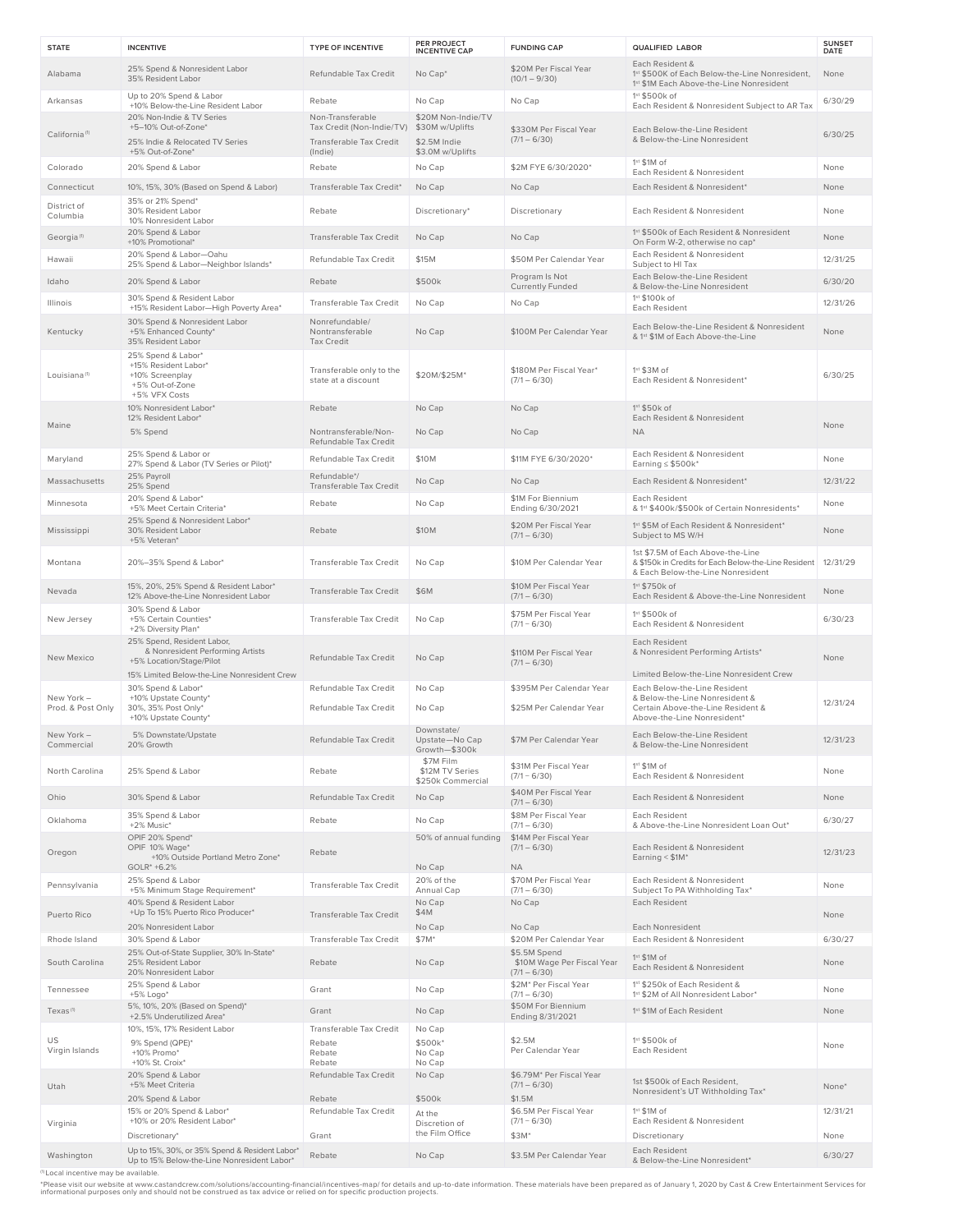| STATE | INCENTIVE | TYPE OF INCENTIVE | PER PROJECT INCENTIVE CAP | FUNDING CAP | QUALIFIED LABOR | SUNSET DATE |
|---|---|---|---|---|---|---|
| Alabama | 25% Spend & Nonresident Labor<br>35% Resident Labor | Refundable Tax Credit | No Cap* | $20M Per Fiscal Year<br>(10/1 – 9/30) | Each Resident &<br>1st $500K of Each Below-the-Line Nonresident,<br>1st $1M Each Above-the-Line Nonresident | None |
| Arkansas | Up to 20% Spend & Labor<br>+10% Below-the-Line Resident Labor | Rebate | No Cap | No Cap | 1st $500k of<br>Each Resident & Nonresident Subject to AR Tax | 6/30/29 |
| California[1] | 20% Non-Indie & TV Series<br>+5–10% Out-of-Zone*<br>25% Indie & Relocated TV Series<br>+5% Out-of-Zone* | Non-Transferable Tax Credit (Non-Indie/TV)<br>Transferable Tax Credit (Indie) | $20M Non-Indie/TV<br>$30M w/Uplifts<br>$2.5M Indie<br>$3.0M w/Uplifts | $330M Per Fiscal Year<br>(7/1 – 6/30) | Each Below-the-Line Resident<br>& Below-the-Line Nonresident | 6/30/25 |
| Colorado | 20% Spend & Labor | Rebate | No Cap | $2M FYE 6/30/2020* | 1st $1M of<br>Each Resident & Nonresident | None |
| Connecticut | 10%, 15%, 30% (Based on Spend & Labor) | Transferable Tax Credit* | No Cap | No Cap | Each Resident & Nonresident* | None |
| District of Columbia | 35% or 21% Spend*<br>30% Resident Labor<br>10% Nonresident Labor | Rebate | Discretionary* | Discretionary | Each Resident & Nonresident | None |
| Georgia[1] | 20% Spend & Labor<br>+10% Promotional* | Transferable Tax Credit | No Cap | No Cap | 1st $500k of Each Resident & Nonresident<br>On Form W-2, otherwise no cap* | None |
| Hawaii | 20% Spend & Labor—Oahu<br>25% Spend & Labor—Neighbor Islands* | Refundable Tax Credit | $15M | $50M Per Calendar Year | Each Resident & Nonresident<br>Subject to HI Tax | 12/31/25 |
| Idaho | 20% Spend & Labor | Rebate | $500k | Program Is Not Currently Funded | Each Below-the-Line Resident<br>& Below-the-Line Nonresident | 6/30/20 |
| Illinois | 30% Spend & Resident Labor<br>+15% Resident Labor—High Poverty Area* | Transferable Tax Credit | No Cap | No Cap | 1st $100k of<br>Each Resident | 12/31/26 |
| Kentucky | 30% Spend & Nonresident Labor<br>+5% Enhanced County*<br>35% Resident Labor | Nonrefundable/ Nontransferable Tax Credit | No Cap | $100M Per Calendar Year | Each Below-the-Line Resident & Nonresident<br>& 1st $1M of Each Above-the-Line | None |
| Louisiana[1] | 25% Spend & Labor*<br>+15% Resident Labor*<br>+10% Screenplay<br>+5% Out-of-Zone<br>+5% VFX Costs | Transferable only to the state at a discount | $20M/$25M* | $180M Per Fiscal Year*<br>(7/1 – 6/30) | 1st $3M of<br>Each Resident & Nonresident* | 6/30/25 |
| Maine | 10% Nonresident Labor*<br>12% Resident Labor*<br>5% Spend | Rebate<br><br>Nontransferable/Non-Refundable Tax Credit | No Cap<br><br>No Cap | No Cap<br><br>No Cap | 1st $50k of<br>Each Resident & Nonresident<br>NA | None |
| Maryland | 25% Spend & Labor or<br>27% Spend & Labor (TV Series or Pilot)* | Refundable Tax Credit | $10M | $11M FYE 6/30/2020* | Each Resident & Nonresident<br>Earning ≤ $500k* | None |
| Massachusetts | 25% Payroll<br>25% Spend | Refundable*/ Transferable Tax Credit | No Cap | No Cap | Each Resident & Nonresident* | 12/31/22 |
| Minnesota | 20% Spend & Labor*<br>+5% Meet Certain Criteria* | Rebate | No Cap | $1M For Biennium<br>Ending 6/30/2021 | Each Resident<br>& 1st $400k/$500k of Certain Nonresidents* | None |
| Mississippi | 25% Spend & Nonresident Labor*<br>30% Resident Labor<br>+5% Veteran* | Rebate | $10M | $20M Per Fiscal Year<br>(7/1 – 6/30) | 1st $5M of Each Resident & Nonresident*<br>Subject to MS W/H | None |
| Montana | 20%–35% Spend & Labor* | Transferable Tax Credit | No Cap | $10M Per Calendar Year | 1st $7.5M of Each Above-the-Line<br>& $150k in Credits for Each Below-the-Line Resident<br>& Each Below-the-Line Nonresident | 12/31/29 |
| Nevada | 15%, 20%, 25% Spend & Resident Labor*<br>12% Above-the-Line Nonresident Labor | Transferable Tax Credit | $6M | $10M Per Fiscal Year<br>(7/1 – 6/30) | 1st $750k of<br>Each Resident & Above-the-Line Nonresident | None |
| New Jersey | 30% Spend & Labor<br>+5% Certain Counties*<br>+2% Diversity Plan* | Transferable Tax Credit | No Cap | $75M Per Fiscal Year<br>(7/1 – 6/30) | 1st $500k of<br>Each Resident & Nonresident | 6/30/23 |
| New Mexico | 25% Spend, Resident Labor,<br>& Nonresident Performing Artists<br>+5% Location/Stage/Pilot<br>15% Limited Below-the-Line Nonresident Crew | Refundable Tax Credit | No Cap | $110M Per Fiscal Year<br>(7/1 – 6/30) | Each Resident<br>& Nonresident Performing Artists*<br><br>Limited Below-the-Line Nonresident Crew | None |
| New York – Prod. & Post Only | 30% Spend & Labor*<br>+10% Upstate County*<br>30%, 35% Post Only*<br>+10% Upstate County* | Refundable Tax Credit<br><br>Refundable Tax Credit | No Cap<br><br>No Cap | $395M Per Calendar Year<br><br>$25M Per Calendar Year | Each Below-the-Line Resident<br>& Below-the-Line Nonresident &<br>Certain Above-the-Line Resident &<br>Above-the-Line Nonresident* | 12/31/24 |
| New York – Commercial | 5% Downstate/Upstate<br>20% Growth | Refundable Tax Credit | Downstate/ Upstate—No Cap<br>Growth—$300k | $7M Per Calendar Year | Each Below-the-Line Resident<br>& Below-the-Line Nonresident | 12/31/23 |
| North Carolina | 25% Spend & Labor | Rebate | $7M Film<br>$12M TV Series<br>$250k Commercial | $31M Per Fiscal Year<br>(7/1 – 6/30) | 1st $1M of<br>Each Resident & Nonresident | None |
| Ohio | 30% Spend & Labor | Refundable Tax Credit | No Cap | $40M Per Fiscal Year<br>(7/1 – 6/30) | Each Resident & Nonresident | None |
| Oklahoma | 35% Spend & Labor<br>+2% Music* | Rebate | No Cap | $8M Per Fiscal Year<br>(7/1 – 6/30) | Each Resident<br>& Above-the-Line Nonresident Loan Out* | 6/30/27 |
| Oregon | OPIF 20% Spend*<br>OPIF 10% Wage*<br>+10% Outside Portland Metro Zone*<br>GOLR* +6.2% | Rebate | 50% of annual funding<br><br>No Cap | $14M Per Fiscal Year<br>(7/1 – 6/30)<br>NA | Each Resident & Nonresident<br>Earning < $1M* | 12/31/23 |
| Pennsylvania | 25% Spend & Labor<br>+5% Minimum Stage Requirement* | Transferable Tax Credit | 20% of the Annual Cap | $70M Per Fiscal Year<br>(7/1 – 6/30) | Each Resident & Nonresident<br>Subject To PA Withholding Tax* | None |
| Puerto Rico | 40% Spend & Resident Labor<br>+Up To 15% Puerto Rico Producer*<br>20% Nonresident Labor | Transferable Tax Credit | No Cap<br>$4M<br>No Cap | No Cap<br><br>No Cap | Each Resident<br><br>Each Nonresident | None |
| Rhode Island | 30% Spend & Labor | Transferable Tax Credit | $7M* | $20M Per Calendar Year | Each Resident & Nonresident | 6/30/27 |
| South Carolina | 25% Out-of-State Supplier, 30% In-State*<br>25% Resident Labor<br>20% Nonresident Labor | Rebate | No Cap | $5.5M Spend<br>$10M Wage Per Fiscal Year<br>(7/1 – 6/30) | 1st $1M of<br>Each Resident & Nonresident | None |
| Tennessee | 25% Spend & Labor<br>+5% Logo* | Grant | No Cap | $2M* Per Fiscal Year<br>(7/1 – 6/30) | 1st $250k of Each Resident &<br>1st $2M of All Nonresident Labor* | None |
| Texas[1] | 5%, 10%, 20% (Based on Spend)*<br>+2.5% Underutilized Area* | Grant | No Cap | $50M For Biennium<br>Ending 8/31/2021 | 1st $1M of Each Resident | None |
| US Virgin Islands | 10%, 15%, 17% Resident Labor<br>9% Spend (QPE)*<br>+10% Promo*<br>+10% St. Croix* | Transferable Tax Credit<br>Rebate<br>Rebate<br>Rebate | No Cap<br>$500k*<br>No Cap<br>No Cap | $2.5M<br>Per Calendar Year | 1st $500k of<br>Each Resident | None |
| Utah | 20% Spend & Labor<br>+5% Meet Criteria<br>20% Spend & Labor | Refundable Tax Credit<br><br>Rebate | No Cap<br><br>$500k | $6.79M* Per Fiscal Year<br>(7/1 – 6/30)<br>$1.5M | 1st $500k of Each Resident,<br>Nonresident's UT Withholding Tax* | None* |
| Virginia | 15% or 20% Spend & Labor*<br>+10% or 20% Resident Labor*<br>Discretionary* | Refundable Tax Credit<br><br>Grant | At the Discretion of the Film Office | $6.5M Per Fiscal Year<br>(7/1 – 6/30)<br>$3M* | 1st $1M of<br>Each Resident & Nonresident<br>Discretionary | 12/31/21<br><br>None |
| Washington | Up to 15%, 30%, or 35% Spend & Resident Labor*<br>Up to 15% Below-the-Line Nonresident Labor* | Rebate | No Cap | $3.5M Per Calendar Year | Each Resident<br>& Below-the-Line Nonresident* | 6/30/27 |

[1] Local incentive may be available.

*Please visit our website at www.castandcrew.com/solutions/accounting-financial/incentives-map/ for details and up-to-date information. These materials have been prepared as of January 1, 2020 by Cast & Crew Entertainment Services for informational purposes only and should not be construed as tax advice or relied on for specific production projects.